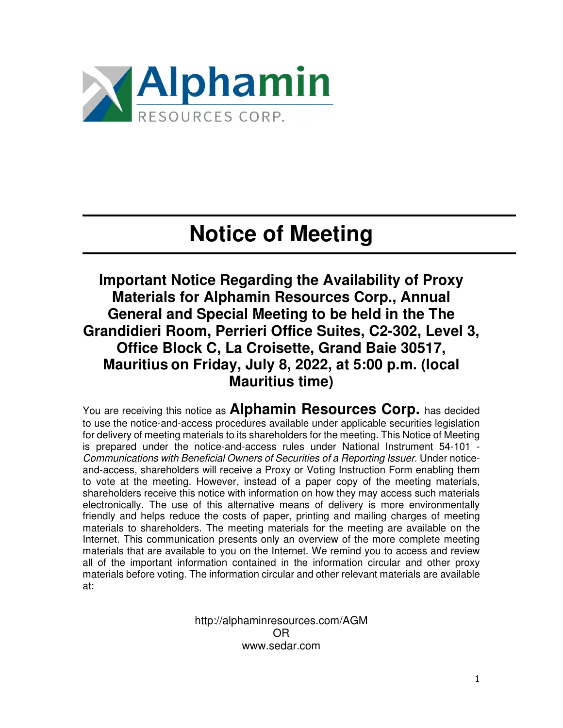Alphamin

RESOURCES CORP.

# Notice of Meeting

## Important Notice Regarding the Availability of Proxy Materials for Alphamin Resources Corp., Annual General and Special Meeting to be held in the The Grandidieri Room, Perrieri Office Suites, C2-302, Level 3, Office Block C, La Croisette, Grand Baie 30517, Mauritius on Friday, July 8, 2022, at 5:00 p.m. (local Mauritius time)

You are receiving this notice as **Alphamin Resources Corp.** has decided to use the notice-and-access procedures available under applicable securities legislation for delivery of meeting materials to its shareholders for the meeting. This Notice of Meeting is prepared under the notice-and-access rules under National Instrument 54-101 - *Communications with Beneficial Owners of Securities of a Reporting Issuer*. Under notice-and-access, shareholders will receive a Proxy or Voting Instruction Form enabling them to vote at the meeting. However, instead of a paper copy of the meeting materials, shareholders receive this notice with information on how they may access such materials electronically. The use of this alternative means of delivery is more environmentally friendly and helps reduce the costs of paper, printing and mailing charges of meeting materials to shareholders. The meeting materials for the meeting are available on the Internet. This communication presents only an overview of the more complete meeting materials that are available to you on the Internet. We remind you to access and review all of the important information contained in the information circular and other proxy materials before voting. The information circular and other relevant materials are available at:

http://alphaminresources.com/AGM
OR
www.sedar.com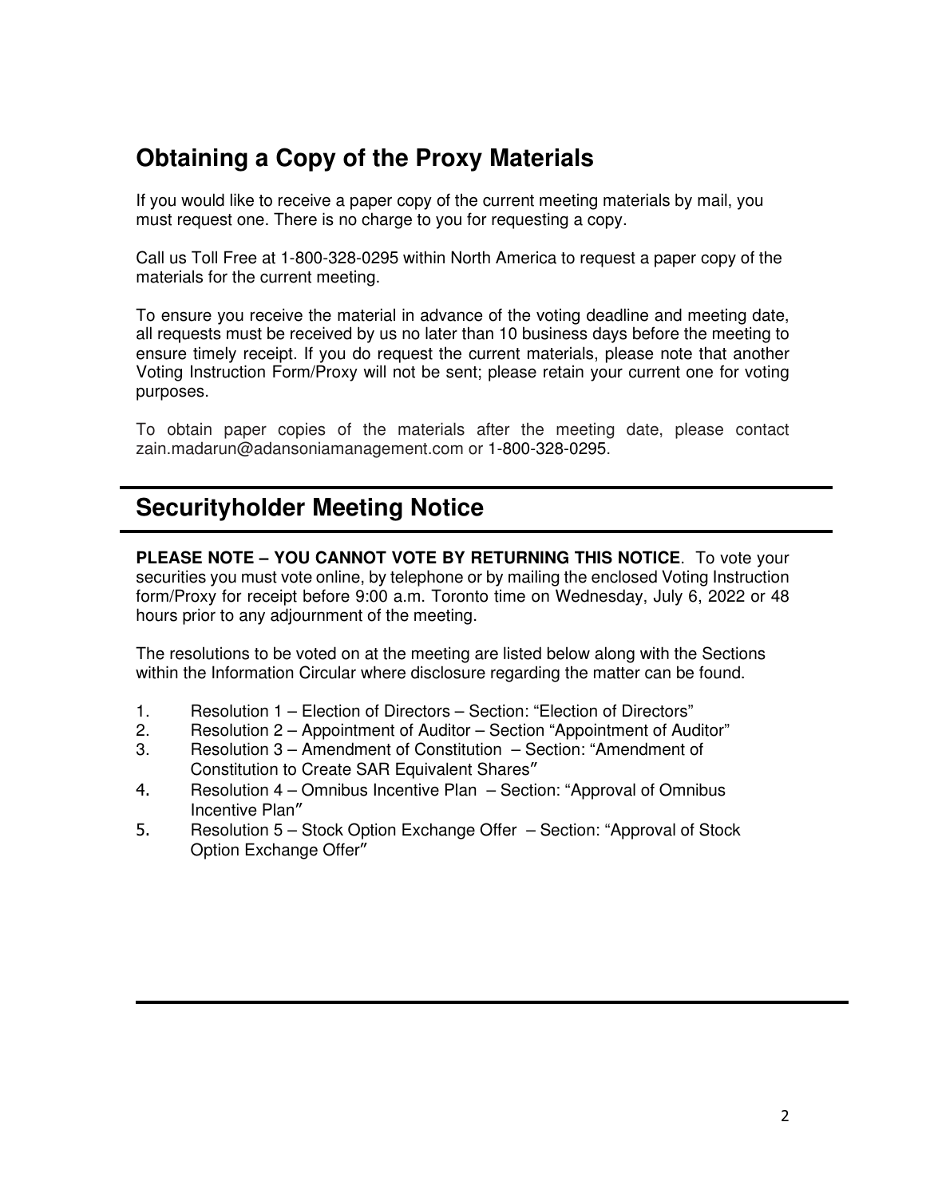## Obtaining a Copy of the Proxy Materials

If you would like to receive a paper copy of the current meeting materials by mail, you must request one. There is no charge to you for requesting a copy.

Call us Toll Free at 1-800-328-0295 within North America to request a paper copy of the materials for the current meeting.

To ensure you receive the material in advance of the voting deadline and meeting date, all requests must be received by us no later than 10 business days before the meeting to ensure timely receipt. If you do request the current materials, please note that another Voting Instruction Form/Proxy will not be sent; please retain your current one for voting purposes.

To obtain paper copies of the materials after the meeting date, please contact zain.madarun@adansoniamanagement.com or 1-800-328-0295.

## Securityholder Meeting Notice

**PLEASE NOTE – YOU CANNOT VOTE BY RETURNING THIS NOTICE**. To vote your securities you must vote online, by telephone or by mailing the enclosed Voting Instruction form/Proxy for receipt before 9:00 a.m. Toronto time on Wednesday, July 6, 2022 or 48 hours prior to any adjournment of the meeting.

The resolutions to be voted on at the meeting are listed below along with the Sections within the Information Circular where disclosure regarding the matter can be found.

1. Resolution 1 – Election of Directors – Section: "Election of Directors"
2. Resolution 2 – Appointment of Auditor – Section "Appointment of Auditor"
3. Resolution 3 – Amendment of Constitution – Section: "Amendment of Constitution to Create SAR Equivalent Shares"
4. Resolution 4 – Omnibus Incentive Plan – Section: "Approval of Omnibus Incentive Plan"
5. Resolution 5 – Stock Option Exchange Offer – Section: "Approval of Stock Option Exchange Offer"